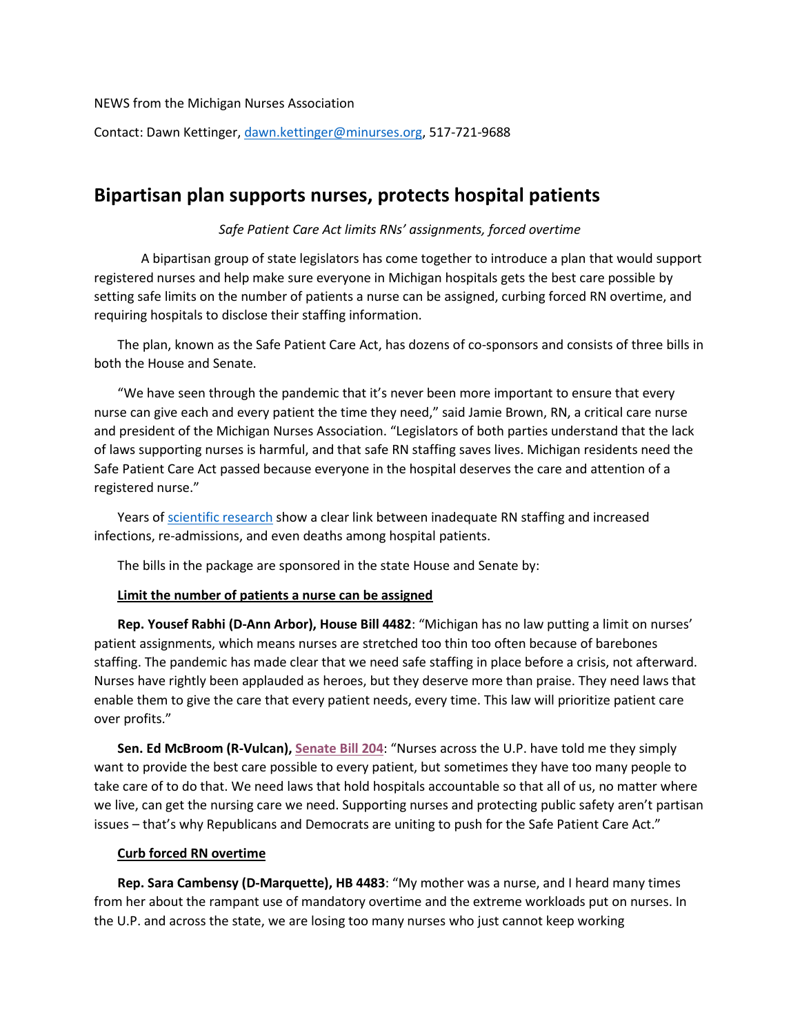NEWS from the Michigan Nurses Association

Contact: Dawn Kettinger, dawn.kettinger@minurses.org, 517-721-9688

# Bipartisan plan supports nurses, protects hospital patients

*Safe Patient Care Act limits RNs' assignments, forced overtime*

A bipartisan group of state legislators has come together to introduce a plan that would support registered nurses and help make sure everyone in Michigan hospitals gets the best care possible by setting safe limits on the number of patients a nurse can be assigned, curbing forced RN overtime, and requiring hospitals to disclose their staffing information.

The plan, known as the Safe Patient Care Act, has dozens of co-sponsors and consists of three bills in both the House and Senate.

"We have seen through the pandemic that it's never been more important to ensure that every nurse can give each and every patient the time they need," said Jamie Brown, RN, a critical care nurse and president of the Michigan Nurses Association. "Legislators of both parties understand that the lack of laws supporting nurses is harmful, and that safe RN staffing saves lives. Michigan residents need the Safe Patient Care Act passed because everyone in the hospital deserves the care and attention of a registered nurse."

Years of scientific research show a clear link between inadequate RN staffing and increased infections, re-admissions, and even deaths among hospital patients.

The bills in the package are sponsored in the state House and Senate by:

**Limit the number of patients a nurse can be assigned**

**Rep. Yousef Rabhi (D-Ann Arbor), House Bill 4482**: "Michigan has no law putting a limit on nurses' patient assignments, which means nurses are stretched too thin too often because of barebones staffing. The pandemic has made clear that we need safe staffing in place before a crisis, not afterward. Nurses have rightly been applauded as heroes, but they deserve more than praise. They need laws that enable them to give the care that every patient needs, every time. This law will prioritize patient care over profits."

**Sen. Ed McBroom (R-Vulcan), Senate Bill 204**: "Nurses across the U.P. have told me they simply want to provide the best care possible to every patient, but sometimes they have too many people to take care of to do that. We need laws that hold hospitals accountable so that all of us, no matter where we live, can get the nursing care we need. Supporting nurses and protecting public safety aren't partisan issues – that's why Republicans and Democrats are uniting to push for the Safe Patient Care Act."

**Curb forced RN overtime**

**Rep. Sara Cambensy (D-Marquette), HB 4483**: "My mother was a nurse, and I heard many times from her about the rampant use of mandatory overtime and the extreme workloads put on nurses. In the U.P. and across the state, we are losing too many nurses who just cannot keep working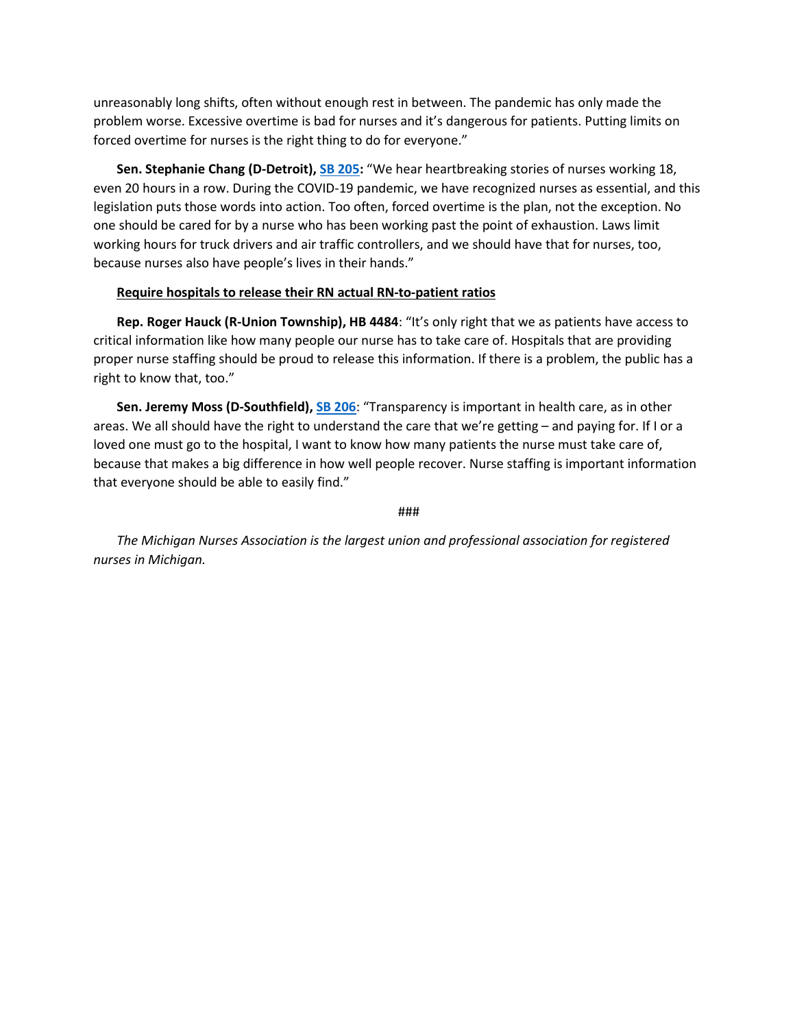unreasonably long shifts, often without enough rest in between. The pandemic has only made the problem worse. Excessive overtime is bad for nurses and it's dangerous for patients. Putting limits on forced overtime for nurses is the right thing to do for everyone."

**Sen. Stephanie Chang (D-Detroit), SB 205:** "We hear heartbreaking stories of nurses working 18, even 20 hours in a row. During the COVID-19 pandemic, we have recognized nurses as essential, and this legislation puts those words into action. Too often, forced overtime is the plan, not the exception. No one should be cared for by a nurse who has been working past the point of exhaustion. Laws limit working hours for truck drivers and air traffic controllers, and we should have that for nurses, too, because nurses also have people's lives in their hands."

**Require hospitals to release their RN actual RN-to-patient ratios**

**Rep. Roger Hauck (R-Union Township), HB 4484**: "It's only right that we as patients have access to critical information like how many people our nurse has to take care of. Hospitals that are providing proper nurse staffing should be proud to release this information. If there is a problem, the public has a right to know that, too."

**Sen. Jeremy Moss (D-Southfield), SB 206**: "Transparency is important in health care, as in other areas. We all should have the right to understand the care that we're getting – and paying for. If I or a loved one must go to the hospital, I want to know how many patients the nurse must take care of, because that makes a big difference in how well people recover. Nurse staffing is important information that everyone should be able to easily find."

###

*The Michigan Nurses Association is the largest union and professional association for registered nurses in Michigan.*